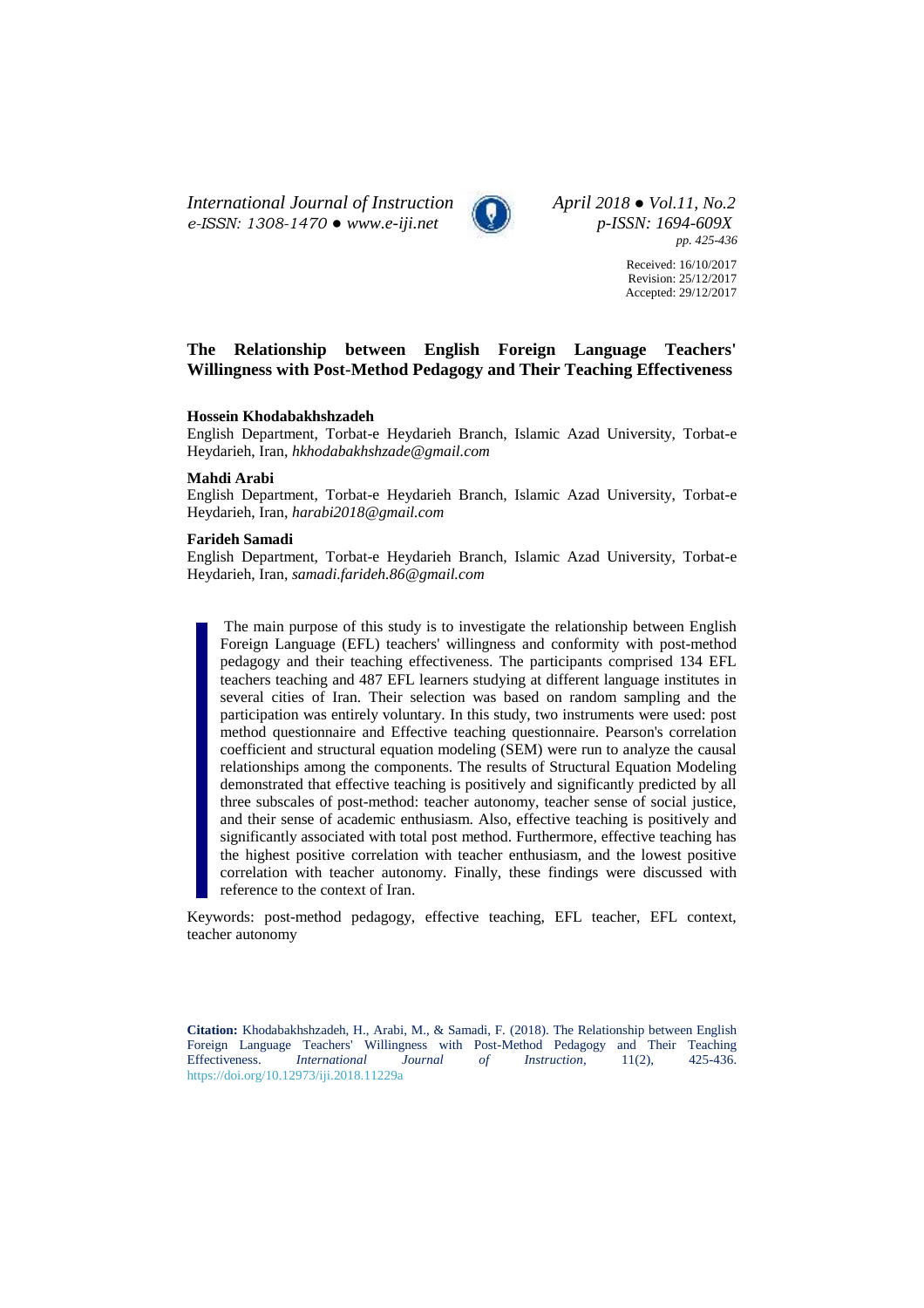Received: 16/10/2017
Revision: 25/12/2017
Accepted: 29/12/2017

# The Relationship between English Foreign Language Teachers' Willingness with Post-Method Pedagogy and Their Teaching Effectiveness

**Hossein Khodabakhshzadeh**
English Department, Torbat-e Heydarieh Branch, Islamic Azad University, Torbat-e Heydarieh, Iran, *hkhodabakhshzade@gmail.com*

**Mahdi Arabi**
English Department, Torbat-e Heydarieh Branch, Islamic Azad University, Torbat-e Heydarieh, Iran, *harabi2018@gmail.com*

**Farideh Samadi**
English Department, Torbat-e Heydarieh Branch, Islamic Azad University, Torbat-e Heydarieh, Iran, *samadi.farideh.86@gmail.com*

The main purpose of this study is to investigate the relationship between English Foreign Language (EFL) teachers' willingness and conformity with post-method pedagogy and their teaching effectiveness. The participants comprised 134 EFL teachers teaching and 487 EFL learners studying at different language institutes in several cities of Iran. Their selection was based on random sampling and the participation was entirely voluntary. In this study, two instruments were used: post method questionnaire and Effective teaching questionnaire. Pearson's correlation coefficient and structural equation modeling (SEM) were run to analyze the causal relationships among the components. The results of Structural Equation Modeling demonstrated that effective teaching is positively and significantly predicted by all three subscales of post-method: teacher autonomy, teacher sense of social justice, and their sense of academic enthusiasm. Also, effective teaching is positively and significantly associated with total post method. Furthermore, effective teaching has the highest positive correlation with teacher enthusiasm, and the lowest positive correlation with teacher autonomy. Finally, these findings were discussed with reference to the context of Iran.

Keywords: post-method pedagogy, effective teaching, EFL teacher, EFL context, teacher autonomy

**Citation:** Khodabakhshzadeh, H., Arabi, M., & Samadi, F. (2018). The Relationship between English Foreign Language Teachers' Willingness with Post-Method Pedagogy and Their Teaching Effectiveness. *International Journal of Instruction*, 11(2), 425-436. https://doi.org/10.12973/iji.2018.11229a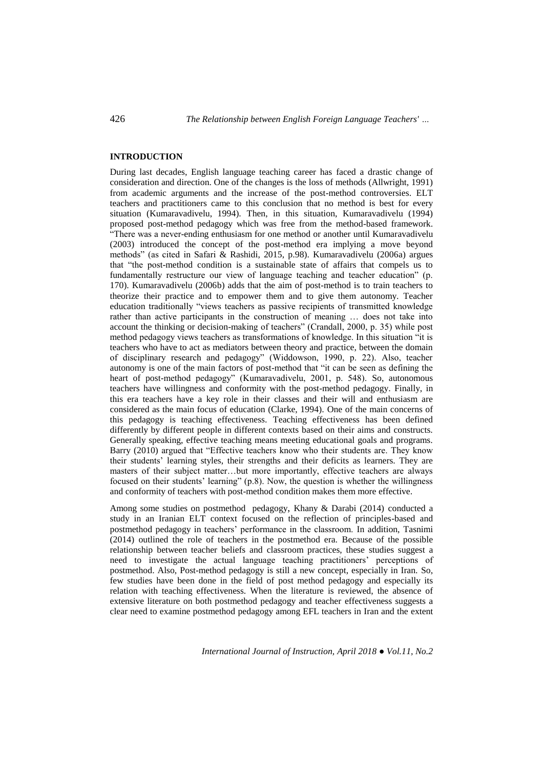## INTRODUCTION

During last decades, English language teaching career has faced a drastic change of consideration and direction. One of the changes is the loss of methods (Allwright, 1991) from academic arguments and the increase of the post-method controversies. ELT teachers and practitioners came to this conclusion that no method is best for every situation (Kumaravadivelu, 1994). Then, in this situation, Kumaravadivelu (1994) proposed post-method pedagogy which was free from the method-based framework. "There was a never-ending enthusiasm for one method or another until Kumaravadivelu (2003) introduced the concept of the post-method era implying a move beyond methods" (as cited in Safari & Rashidi, 2015, p.98). Kumaravadivelu (2006a) argues that "the post-method condition is a sustainable state of affairs that compels us to fundamentally restructure our view of language teaching and teacher education" (p. 170). Kumaravadivelu (2006b) adds that the aim of post-method is to train teachers to theorize their practice and to empower them and to give them autonomy. Teacher education traditionally "views teachers as passive recipients of transmitted knowledge rather than active participants in the construction of meaning … does not take into account the thinking or decision-making of teachers" (Crandall, 2000, p. 35) while post method pedagogy views teachers as transformations of knowledge. In this situation "it is teachers who have to act as mediators between theory and practice, between the domain of disciplinary research and pedagogy" (Widdowson, 1990, p. 22). Also, teacher autonomy is one of the main factors of post-method that "it can be seen as defining the heart of post-method pedagogy" (Kumaravadivelu, 2001, p. 548). So, autonomous teachers have willingness and conformity with the post-method pedagogy. Finally, in this era teachers have a key role in their classes and their will and enthusiasm are considered as the main focus of education (Clarke, 1994). One of the main concerns of this pedagogy is teaching effectiveness. Teaching effectiveness has been defined differently by different people in different contexts based on their aims and constructs. Generally speaking, effective teaching means meeting educational goals and programs. Barry (2010) argued that "Effective teachers know who their students are. They know their students' learning styles, their strengths and their deficits as learners. They are masters of their subject matter…but more importantly, effective teachers are always focused on their students' learning" (p.8). Now, the question is whether the willingness and conformity of teachers with post-method condition makes them more effective.

Among some studies on postmethod pedagogy, Khany & Darabi (2014) conducted a study in an Iranian ELT context focused on the reflection of principles-based and postmethod pedagogy in teachers' performance in the classroom. In addition, Tasnimi (2014) outlined the role of teachers in the postmethod era. Because of the possible relationship between teacher beliefs and classroom practices, these studies suggest a need to investigate the actual language teaching practitioners' perceptions of postmethod. Also, Post-method pedagogy is still a new concept, especially in Iran. So, few studies have been done in the field of post method pedagogy and especially its relation with teaching effectiveness. When the literature is reviewed, the absence of extensive literature on both postmethod pedagogy and teacher effectiveness suggests a clear need to examine postmethod pedagogy among EFL teachers in Iran and the extent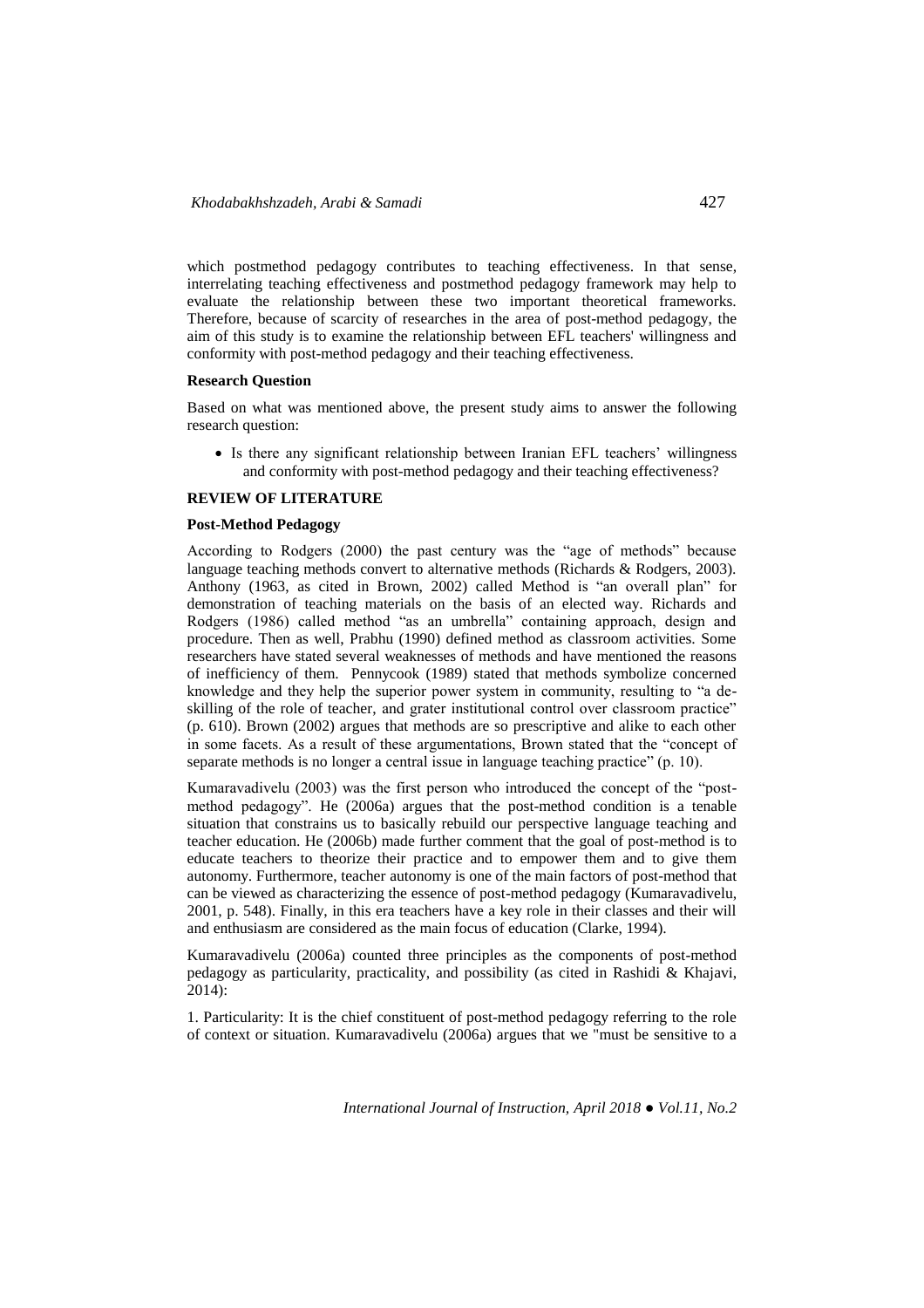which postmethod pedagogy contributes to teaching effectiveness. In that sense, interrelating teaching effectiveness and postmethod pedagogy framework may help to evaluate the relationship between these two important theoretical frameworks. Therefore, because of scarcity of researches in the area of post-method pedagogy, the aim of this study is to examine the relationship between EFL teachers' willingness and conformity with post-method pedagogy and their teaching effectiveness.

### Research Question

Based on what was mentioned above, the present study aims to answer the following research question:

- Is there any significant relationship between Iranian EFL teachers' willingness and conformity with post-method pedagogy and their teaching effectiveness?

## REVIEW OF LITERATURE

### Post-Method Pedagogy

According to Rodgers (2000) the past century was the "age of methods" because language teaching methods convert to alternative methods (Richards & Rodgers, 2003). Anthony (1963, as cited in Brown, 2002) called Method is "an overall plan" for demonstration of teaching materials on the basis of an elected way. Richards and Rodgers (1986) called method "as an umbrella" containing approach, design and procedure. Then as well, Prabhu (1990) defined method as classroom activities. Some researchers have stated several weaknesses of methods and have mentioned the reasons of inefficiency of them. Pennycook (1989) stated that methods symbolize concerned knowledge and they help the superior power system in community, resulting to "a de-skilling of the role of teacher, and grater institutional control over classroom practice" (p. 610). Brown (2002) argues that methods are so prescriptive and alike to each other in some facets. As a result of these argumentations, Brown stated that the "concept of separate methods is no longer a central issue in language teaching practice" (p. 10).

Kumaravadivelu (2003) was the first person who introduced the concept of the "post-method pedagogy". He (2006a) argues that the post-method condition is a tenable situation that constrains us to basically rebuild our perspective language teaching and teacher education. He (2006b) made further comment that the goal of post-method is to educate teachers to theorize their practice and to empower them and to give them autonomy. Furthermore, teacher autonomy is one of the main factors of post-method that can be viewed as characterizing the essence of post-method pedagogy (Kumaravadivelu, 2001, p. 548). Finally, in this era teachers have a key role in their classes and their will and enthusiasm are considered as the main focus of education (Clarke, 1994).

Kumaravadivelu (2006a) counted three principles as the components of post-method pedagogy as particularity, practicality, and possibility (as cited in Rashidi & Khajavi, 2014):

1. Particularity: It is the chief constituent of post-method pedagogy referring to the role of context or situation. Kumaravadivelu (2006a) argues that we "must be sensitive to a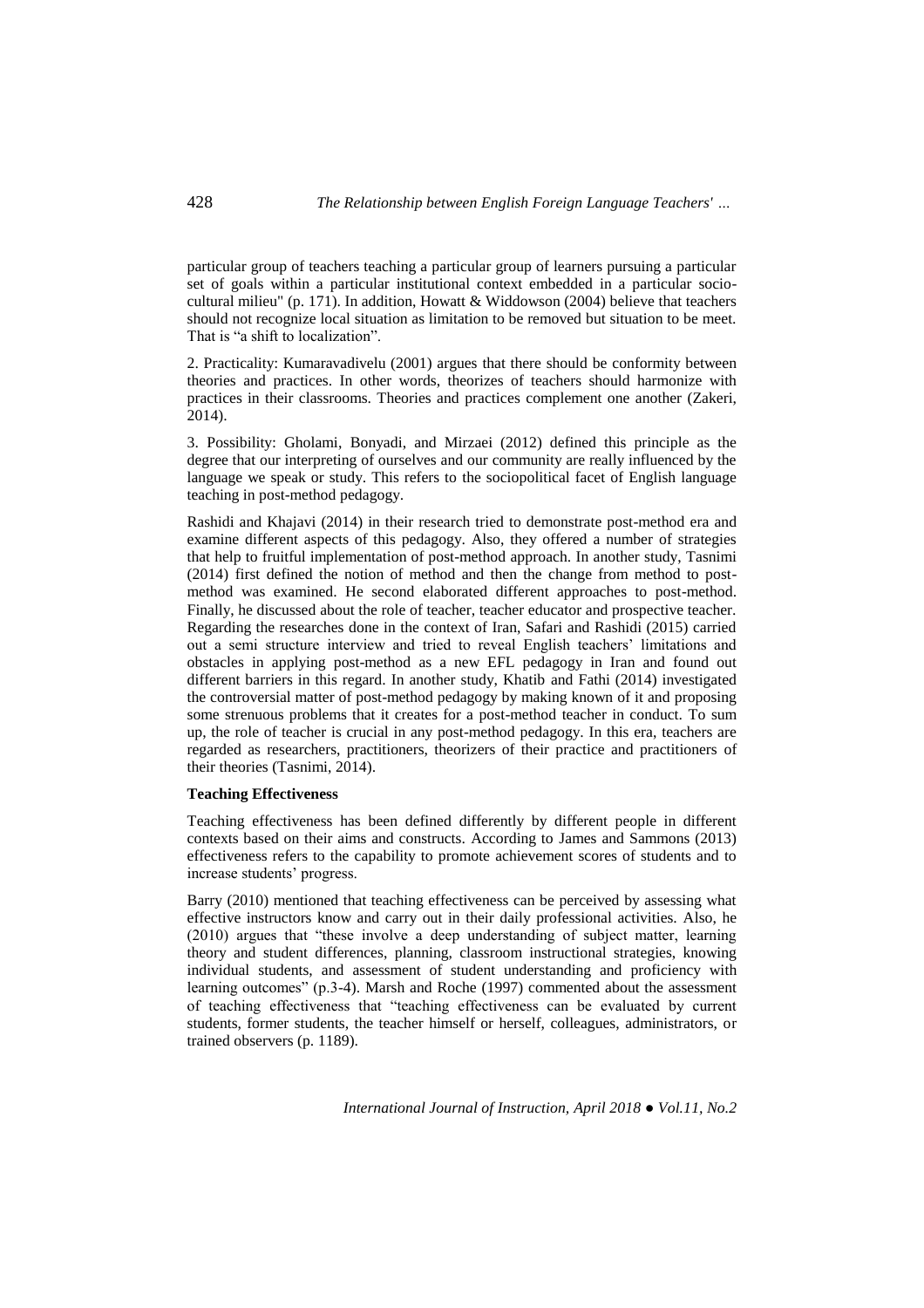particular group of teachers teaching a particular group of learners pursuing a particular set of goals within a particular institutional context embedded in a particular socio-cultural milieu" (p. 171). In addition, Howatt & Widdowson (2004) believe that teachers should not recognize local situation as limitation to be removed but situation to be meet. That is "a shift to localization".

2. Practicality: Kumaravadivelu (2001) argues that there should be conformity between theories and practices. In other words, theorizes of teachers should harmonize with practices in their classrooms. Theories and practices complement one another (Zakeri, 2014).

3. Possibility: Gholami, Bonyadi, and Mirzaei (2012) defined this principle as the degree that our interpreting of ourselves and our community are really influenced by the language we speak or study. This refers to the sociopolitical facet of English language teaching in post-method pedagogy.

Rashidi and Khajavi (2014) in their research tried to demonstrate post-method era and examine different aspects of this pedagogy. Also, they offered a number of strategies that help to fruitful implementation of post-method approach. In another study, Tasnimi (2014) first defined the notion of method and then the change from method to post-method was examined. He second elaborated different approaches to post-method. Finally, he discussed about the role of teacher, teacher educator and prospective teacher. Regarding the researches done in the context of Iran, Safari and Rashidi (2015) carried out a semi structure interview and tried to reveal English teachers' limitations and obstacles in applying post-method as a new EFL pedagogy in Iran and found out different barriers in this regard. In another study, Khatib and Fathi (2014) investigated the controversial matter of post-method pedagogy by making known of it and proposing some strenuous problems that it creates for a post-method teacher in conduct. To sum up, the role of teacher is crucial in any post-method pedagogy. In this era, teachers are regarded as researchers, practitioners, theorizers of their practice and practitioners of their theories (Tasnimi, 2014).

**Teaching Effectiveness**

Teaching effectiveness has been defined differently by different people in different contexts based on their aims and constructs. According to James and Sammons (2013) effectiveness refers to the capability to promote achievement scores of students and to increase students' progress.

Barry (2010) mentioned that teaching effectiveness can be perceived by assessing what effective instructors know and carry out in their daily professional activities. Also, he (2010) argues that "these involve a deep understanding of subject matter, learning theory and student differences, planning, classroom instructional strategies, knowing individual students, and assessment of student understanding and proficiency with learning outcomes" (p.3-4). Marsh and Roche (1997) commented about the assessment of teaching effectiveness that "teaching effectiveness can be evaluated by current students, former students, the teacher himself or herself, colleagues, administrators, or trained observers (p. 1189).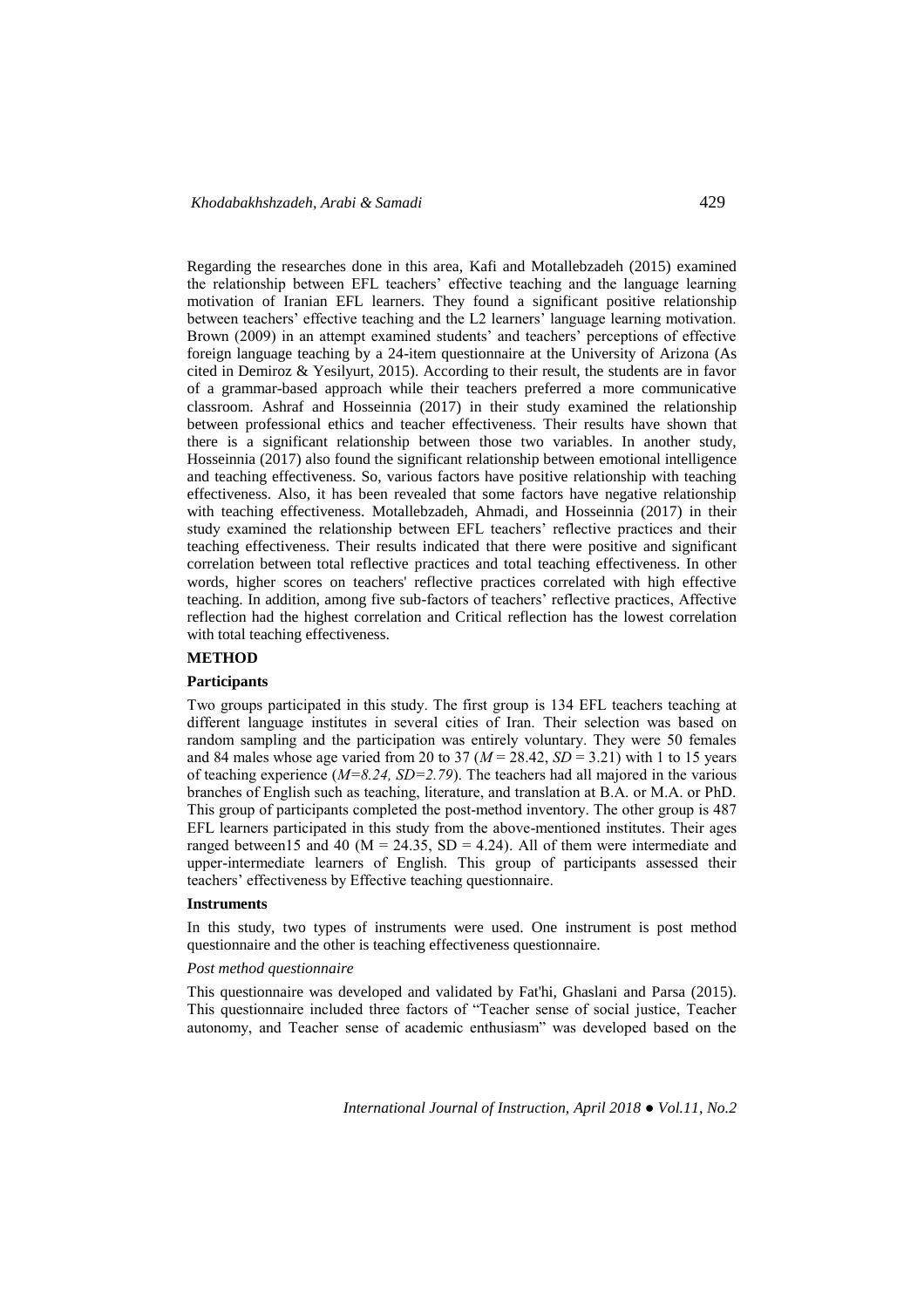Regarding the researches done in this area, Kafi and Motallebzadeh (2015) examined the relationship between EFL teachers' effective teaching and the language learning motivation of Iranian EFL learners. They found a significant positive relationship between teachers' effective teaching and the L2 learners' language learning motivation. Brown (2009) in an attempt examined students' and teachers' perceptions of effective foreign language teaching by a 24-item questionnaire at the University of Arizona (As cited in Demiroz & Yesilyurt, 2015). According to their result, the students are in favor of a grammar-based approach while their teachers preferred a more communicative classroom. Ashraf and Hosseinnia (2017) in their study examined the relationship between professional ethics and teacher effectiveness. Their results have shown that there is a significant relationship between those two variables. In another study, Hosseinnia (2017) also found the significant relationship between emotional intelligence and teaching effectiveness. So, various factors have positive relationship with teaching effectiveness. Also, it has been revealed that some factors have negative relationship with teaching effectiveness. Motallebzadeh, Ahmadi, and Hosseinnia (2017) in their study examined the relationship between EFL teachers' reflective practices and their teaching effectiveness. Their results indicated that there were positive and significant correlation between total reflective practices and total teaching effectiveness. In other words, higher scores on teachers' reflective practices correlated with high effective teaching. In addition, among five sub-factors of teachers' reflective practices, Affective reflection had the highest correlation and Critical reflection has the lowest correlation with total teaching effectiveness.

## METHOD

### Participants

Two groups participated in this study. The first group is 134 EFL teachers teaching at different language institutes in several cities of Iran. Their selection was based on random sampling and the participation was entirely voluntary. They were 50 females and 84 males whose age varied from 20 to 37 ($M = 28.42$, $SD = 3.21$) with 1 to 15 years of teaching experience ($M=8.24$, $SD=2.79$). The teachers had all majored in the various branches of English such as teaching, literature, and translation at B.A. or M.A. or PhD. This group of participants completed the post-method inventory. The other group is 487 EFL learners participated in this study from the above-mentioned institutes. Their ages ranged between15 and 40 ($M = 24.35$, $SD = 4.24$). All of them were intermediate and upper-intermediate learners of English. This group of participants assessed their teachers' effectiveness by Effective teaching questionnaire.

### Instruments

In this study, two types of instruments were used. One instrument is post method questionnaire and the other is teaching effectiveness questionnaire.

*Post method questionnaire*

This questionnaire was developed and validated by Fat'hi, Ghaslani and Parsa (2015). This questionnaire included three factors of "Teacher sense of social justice, Teacher autonomy, and Teacher sense of academic enthusiasm" was developed based on the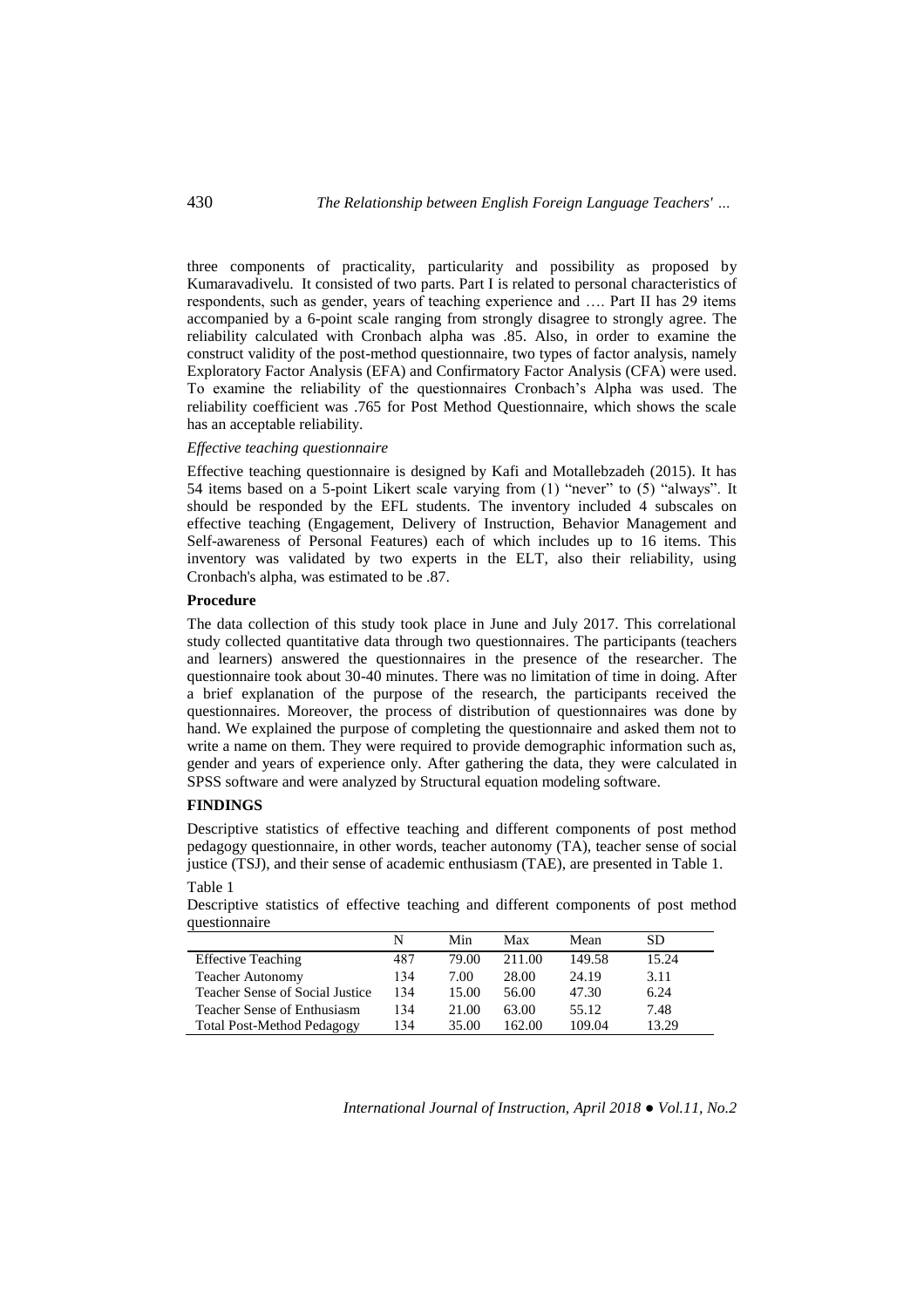three components of practicality, particularity and possibility as proposed by Kumaravadivelu. It consisted of two parts. Part I is related to personal characteristics of respondents, such as gender, years of teaching experience and …. Part II has 29 items accompanied by a 6-point scale ranging from strongly disagree to strongly agree. The reliability calculated with Cronbach alpha was .85. Also, in order to examine the construct validity of the post-method questionnaire, two types of factor analysis, namely Exploratory Factor Analysis (EFA) and Confirmatory Factor Analysis (CFA) were used. To examine the reliability of the questionnaires Cronbach's Alpha was used. The reliability coefficient was .765 for Post Method Questionnaire, which shows the scale has an acceptable reliability.

*Effective teaching questionnaire*

Effective teaching questionnaire is designed by Kafi and Motallebzadeh (2015). It has 54 items based on a 5-point Likert scale varying from (1) "never" to (5) "always". It should be responded by the EFL students. The inventory included 4 subscales on effective teaching (Engagement, Delivery of Instruction, Behavior Management and Self-awareness of Personal Features) each of which includes up to 16 items. This inventory was validated by two experts in the ELT, also their reliability, using Cronbach's alpha, was estimated to be .87.

**Procedure**

The data collection of this study took place in June and July 2017. This correlational study collected quantitative data through two questionnaires. The participants (teachers and learners) answered the questionnaires in the presence of the researcher. The questionnaire took about 30-40 minutes. There was no limitation of time in doing. After a brief explanation of the purpose of the research, the participants received the questionnaires. Moreover, the process of distribution of questionnaires was done by hand. We explained the purpose of completing the questionnaire and asked them not to write a name on them. They were required to provide demographic information such as, gender and years of experience only. After gathering the data, they were calculated in SPSS software and were analyzed by Structural equation modeling software.

**FINDINGS**

Descriptive statistics of effective teaching and different components of post method pedagogy questionnaire, in other words, teacher autonomy (TA), teacher sense of social justice (TSJ), and their sense of academic enthusiasm (TAE), are presented in Table 1.

Table 1
Descriptive statistics of effective teaching and different components of post method questionnaire

| | N | Min | Max | Mean | SD |
|---|---|---|---|---|---|
| Effective Teaching | 487 | 79.00 | 211.00 | 149.58 | 15.24 |
| Teacher Autonomy | 134 | 7.00 | 28.00 | 24.19 | 3.11 |
| Teacher Sense of Social Justice | 134 | 15.00 | 56.00 | 47.30 | 6.24 |
| Teacher Sense of Enthusiasm | 134 | 21.00 | 63.00 | 55.12 | 7.48 |
| Total Post-Method Pedagogy | 134 | 35.00 | 162.00 | 109.04 | 13.29 |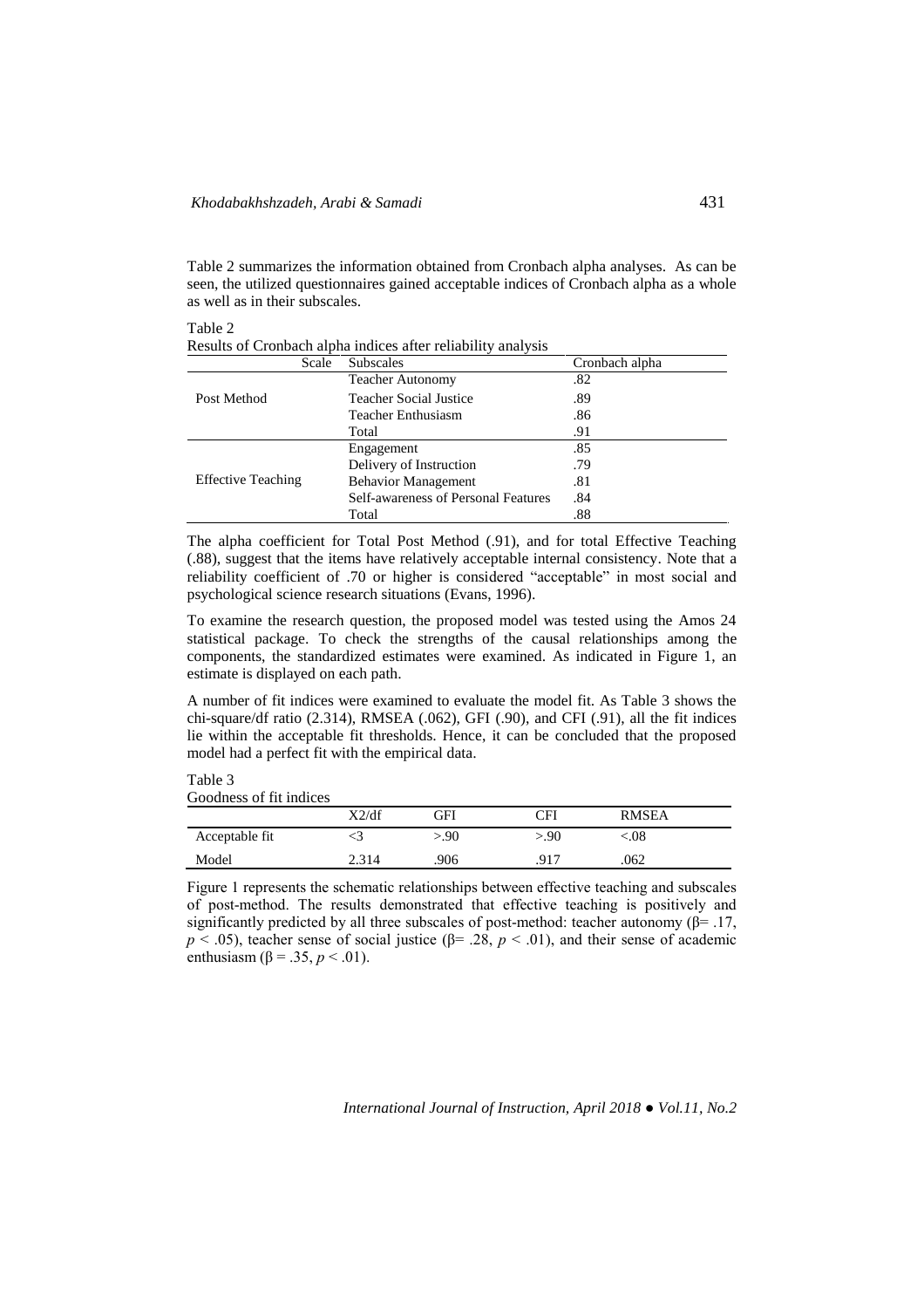Table 2 summarizes the information obtained from Cronbach alpha analyses. As can be seen, the utilized questionnaires gained acceptable indices of Cronbach alpha as a whole as well as in their subscales.

Table 2
Results of Cronbach alpha indices after reliability analysis

| Scale | Subscales | Cronbach alpha |
|---|---|---|
| Post Method | Teacher Autonomy | .82 |
| | Teacher Social Justice | .89 |
| | Teacher Enthusiasm | .86 |
| | Total | .91 |
| Effective Teaching | Engagement | .85 |
| | Delivery of Instruction | .79 |
| | Behavior Management | .81 |
| | Self-awareness of Personal Features | .84 |
| | Total | .88 |

The alpha coefficient for Total Post Method (.91), and for total Effective Teaching (.88), suggest that the items have relatively acceptable internal consistency. Note that a reliability coefficient of .70 or higher is considered "acceptable" in most social and psychological science research situations (Evans, 1996).

To examine the research question, the proposed model was tested using the Amos 24 statistical package. To check the strengths of the causal relationships among the components, the standardized estimates were examined. As indicated in Figure 1, an estimate is displayed on each path.

A number of fit indices were examined to evaluate the model fit. As Table 3 shows the chi-square/df ratio (2.314), RMSEA (.062), GFI (.90), and CFI (.91), all the fit indices lie within the acceptable fit thresholds. Hence, it can be concluded that the proposed model had a perfect fit with the empirical data.

Table 3
Goodness of fit indices

| | X2/df | GFI | CFI | RMSEA |
|---|---|---|---|---|
| Acceptable fit | <3 | >.90 | >.90 | <.08 |
| Model | 2.314 | .906 | .917 | .062 |

Figure 1 represents the schematic relationships between effective teaching and subscales of post-method. The results demonstrated that effective teaching is positively and significantly predicted by all three subscales of post-method: teacher autonomy ($\beta = .17$, $p < .05$), teacher sense of social justice ($\beta = .28$, $p < .01$), and their sense of academic enthusiasm ($\beta = .35$, $p < .01$).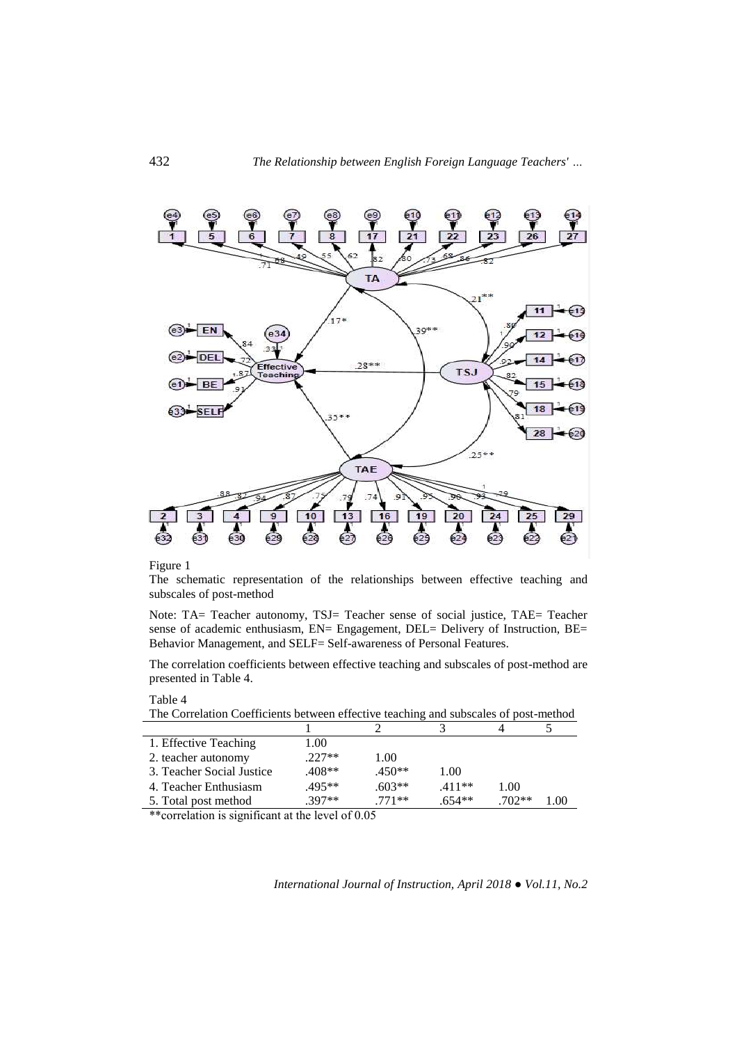Figure 1

The schematic representation of the relationships between effective teaching and subscales of post-method

Note: TA= Teacher autonomy, TSJ= Teacher sense of social justice, TAE= Teacher sense of academic enthusiasm, EN= Engagement, DEL= Delivery of Instruction, BE= Behavior Management, and SELF= Self-awareness of Personal Features.

The correlation coefficients between effective teaching and subscales of post-method are presented in Table 4.

Table 4

The Correlation Coefficients between effective teaching and subscales of post-method

| | 1 | 2 | 3 | 4 | 5 |
|---|---|---|---|---|---|
| 1. Effective Teaching | 1.00 | | | | |
| 2. teacher autonomy | .227** | 1.00 | | | |
| 3. Teacher Social Justice | .408** | .450** | 1.00 | | |
| 4. Teacher Enthusiasm | .495** | .603** | .411** | 1.00 | |
| 5. Total post method | .397** | .771** | .654** | .702** | 1.00 |

**correlation is significant at the level of 0.05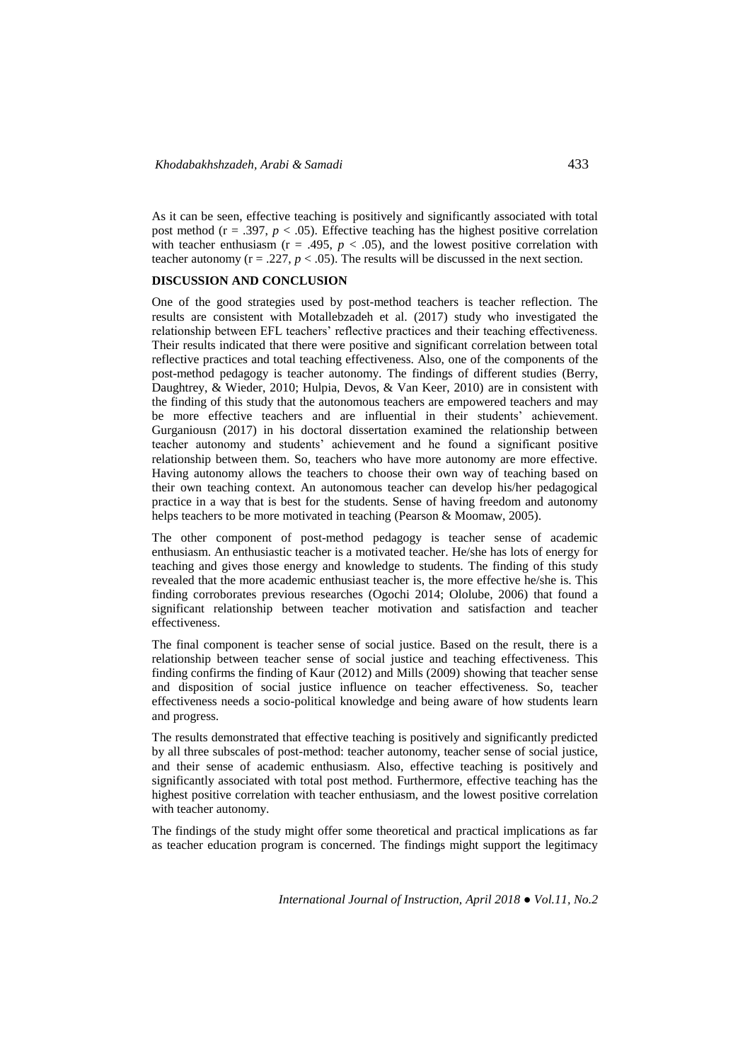As it can be seen, effective teaching is positively and significantly associated with total post method ($r = .397$, $p < .05$). Effective teaching has the highest positive correlation with teacher enthusiasm ($r = .495$, $p < .05$), and the lowest positive correlation with teacher autonomy ($r = .227$, $p < .05$). The results will be discussed in the next section.

## DISCUSSION AND CONCLUSION

One of the good strategies used by post-method teachers is teacher reflection. The results are consistent with Motallebzadeh et al. (2017) study who investigated the relationship between EFL teachers' reflective practices and their teaching effectiveness. Their results indicated that there were positive and significant correlation between total reflective practices and total teaching effectiveness. Also, one of the components of the post-method pedagogy is teacher autonomy. The findings of different studies (Berry, Daughtrey, & Wieder, 2010; Hulpia, Devos, & Van Keer, 2010) are in consistent with the finding of this study that the autonomous teachers are empowered teachers and may be more effective teachers and are influential in their students' achievement. Gurganiousn (2017) in his doctoral dissertation examined the relationship between teacher autonomy and students' achievement and he found a significant positive relationship between them. So, teachers who have more autonomy are more effective. Having autonomy allows the teachers to choose their own way of teaching based on their own teaching context. An autonomous teacher can develop his/her pedagogical practice in a way that is best for the students. Sense of having freedom and autonomy helps teachers to be more motivated in teaching (Pearson & Moomaw, 2005).

The other component of post-method pedagogy is teacher sense of academic enthusiasm. An enthusiastic teacher is a motivated teacher. He/she has lots of energy for teaching and gives those energy and knowledge to students. The finding of this study revealed that the more academic enthusiast teacher is, the more effective he/she is. This finding corroborates previous researches (Ogochi 2014; Ololube, 2006) that found a significant relationship between teacher motivation and satisfaction and teacher effectiveness.

The final component is teacher sense of social justice. Based on the result, there is a relationship between teacher sense of social justice and teaching effectiveness. This finding confirms the finding of Kaur (2012) and Mills (2009) showing that teacher sense and disposition of social justice influence on teacher effectiveness. So, teacher effectiveness needs a socio-political knowledge and being aware of how students learn and progress.

The results demonstrated that effective teaching is positively and significantly predicted by all three subscales of post-method: teacher autonomy, teacher sense of social justice, and their sense of academic enthusiasm. Also, effective teaching is positively and significantly associated with total post method. Furthermore, effective teaching has the highest positive correlation with teacher enthusiasm, and the lowest positive correlation with teacher autonomy.

The findings of the study might offer some theoretical and practical implications as far as teacher education program is concerned. The findings might support the legitimacy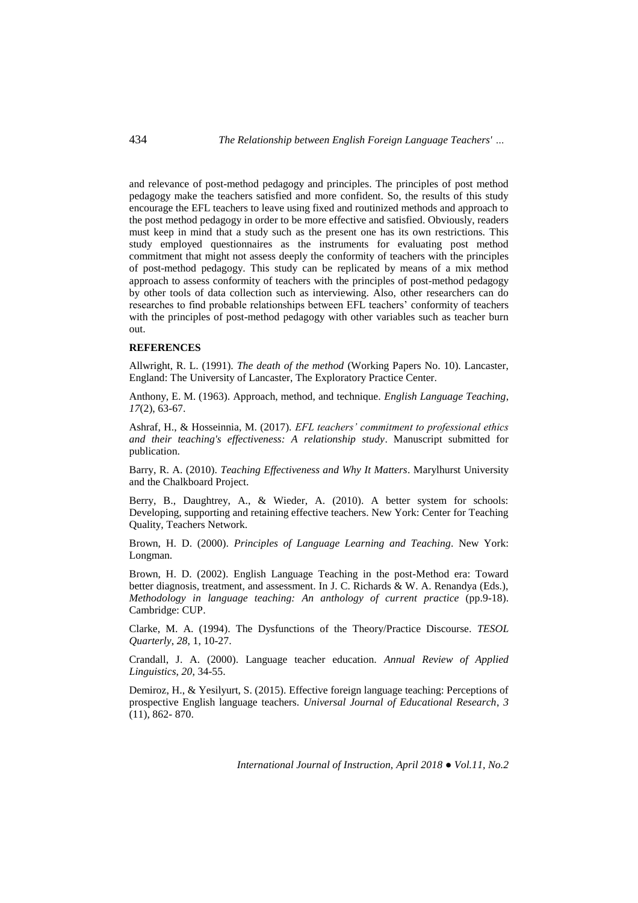and relevance of post-method pedagogy and principles. The principles of post method pedagogy make the teachers satisfied and more confident. So, the results of this study encourage the EFL teachers to leave using fixed and routinized methods and approach to the post method pedagogy in order to be more effective and satisfied. Obviously, readers must keep in mind that a study such as the present one has its own restrictions. This study employed questionnaires as the instruments for evaluating post method commitment that might not assess deeply the conformity of teachers with the principles of post-method pedagogy. This study can be replicated by means of a mix method approach to assess conformity of teachers with the principles of post-method pedagogy by other tools of data collection such as interviewing. Also, other researchers can do researches to find probable relationships between EFL teachers' conformity of teachers with the principles of post-method pedagogy with other variables such as teacher burn out.

## REFERENCES

Allwright, R. L. (1991). *The death of the method* (Working Papers No. 10). Lancaster, England: The University of Lancaster, The Exploratory Practice Center.

Anthony, E. M. (1963). Approach, method, and technique. *English Language Teaching*, *17*(2), 63-67.

Ashraf, H., & Hosseinnia, M. (2017). *EFL teachers' commitment to professional ethics and their teaching's effectiveness: A relationship study*. Manuscript submitted for publication.

Barry, R. A. (2010). *Teaching Effectiveness and Why It Matters*. Marylhurst University and the Chalkboard Project.

Berry, B., Daughtrey, A., & Wieder, A. (2010). A better system for schools: Developing, supporting and retaining effective teachers. New York: Center for Teaching Quality, Teachers Network.

Brown, H. D. (2000). *Principles of Language Learning and Teaching*. New York: Longman.

Brown, H. D. (2002). English Language Teaching in the post-Method era: Toward better diagnosis, treatment, and assessment. In J. C. Richards & W. A. Renandya (Eds.), *Methodology in language teaching: An anthology of current practice* (pp.9-18). Cambridge: CUP.

Clarke, M. A. (1994). The Dysfunctions of the Theory/Practice Discourse. *TESOL Quarterly*, *28*, 1, 10-27.

Crandall, J. A. (2000). Language teacher education. *Annual Review of Applied Linguistics*, *20*, 34-55.

Demiroz, H., & Yesilyurt, S. (2015). Effective foreign language teaching: Perceptions of prospective English language teachers. *Universal Journal of Educational Research*, *3* (11), 862- 870.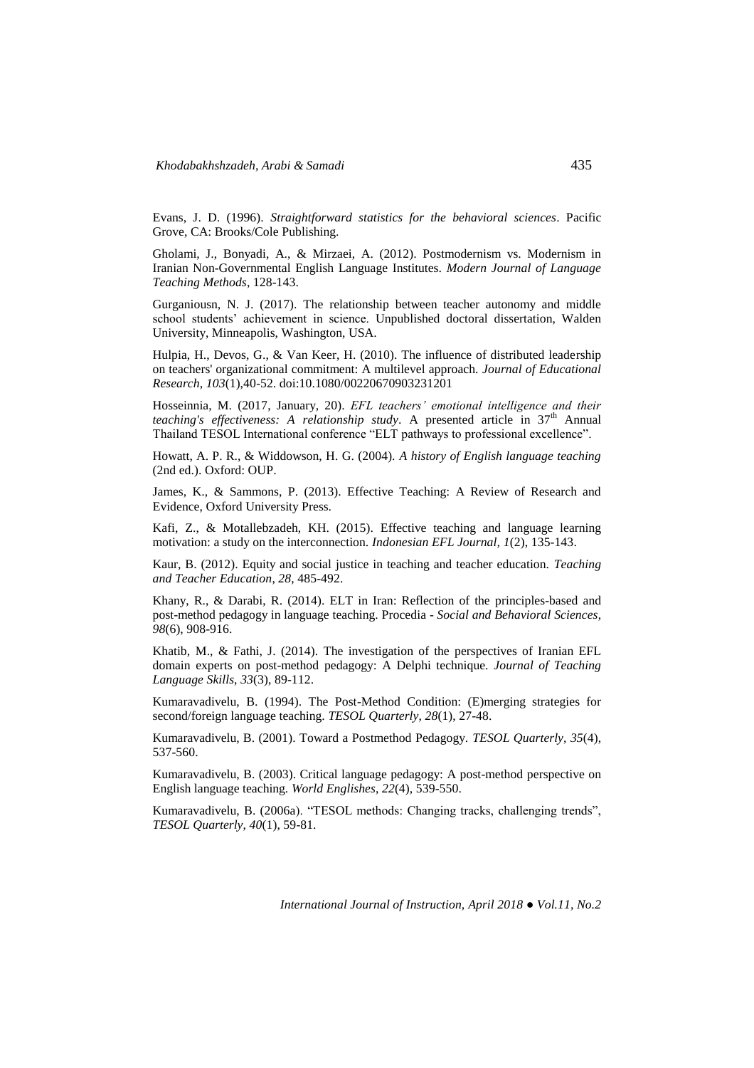Evans, J. D. (1996). *Straightforward statistics for the behavioral sciences*. Pacific Grove, CA: Brooks/Cole Publishing.

Gholami, J., Bonyadi, A., & Mirzaei, A. (2012). Postmodernism vs. Modernism in Iranian Non-Governmental English Language Institutes. *Modern Journal of Language Teaching Methods*, 128-143.

Gurganiousn, N. J. (2017). The relationship between teacher autonomy and middle school students' achievement in science. Unpublished doctoral dissertation, Walden University, Minneapolis, Washington, USA.

Hulpia, H., Devos, G., & Van Keer, H. (2010). The influence of distributed leadership on teachers' organizational commitment: A multilevel approach. *Journal of Educational Research*, *103*(1),40-52. doi:10.1080/00220670903231201

Hosseinnia, M. (2017, January, 20). *EFL teachers' emotional intelligence and their teaching's effectiveness: A relationship study*. A presented article in 37th Annual Thailand TESOL International conference "ELT pathways to professional excellence".

Howatt, A. P. R., & Widdowson, H. G. (2004). *A history of English language teaching* (2nd ed.). Oxford: OUP.

James, K., & Sammons, P. (2013). Effective Teaching: A Review of Research and Evidence, Oxford University Press.

Kafi, Z., & Motallebzadeh, KH. (2015). Effective teaching and language learning motivation: a study on the interconnection. *Indonesian EFL Journal, 1*(2), 135-143.

Kaur, B. (2012). Equity and social justice in teaching and teacher education. *Teaching and Teacher Education*, *28*, 485-492.

Khany, R., & Darabi, R. (2014). ELT in Iran: Reflection of the principles-based and post-method pedagogy in language teaching. Procedia - *Social and Behavioral Sciences*, *98*(6), 908-916.

Khatib, M., & Fathi, J. (2014). The investigation of the perspectives of Iranian EFL domain experts on post-method pedagogy: A Delphi technique. *Journal of Teaching Language Skills*, *33*(3), 89-112.

Kumaravadivelu, B. (1994). The Post-Method Condition: (E)merging strategies for second/foreign language teaching. *TESOL Quarterly*, *28*(1), 27-48.

Kumaravadivelu, B. (2001). Toward a Postmethod Pedagogy. *TESOL Quarterly*, *35*(4), 537-560.

Kumaravadivelu, B. (2003). Critical language pedagogy: A post-method perspective on English language teaching. *World Englishes*, *22*(4), 539-550.

Kumaravadivelu, B. (2006a). "TESOL methods: Changing tracks, challenging trends", *TESOL Quarterly*, *40*(1), 59-81.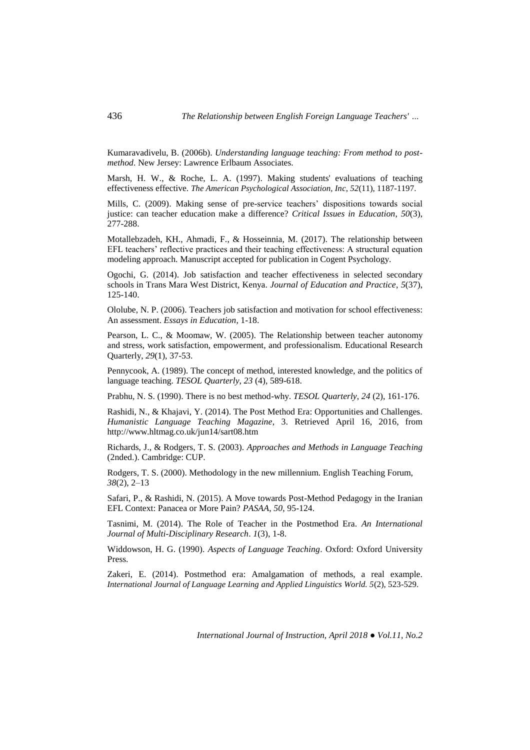Kumaravadivelu, B. (2006b). *Understanding language teaching: From method to post-method*. New Jersey: Lawrence Erlbaum Associates.

Marsh, H. W., & Roche, L. A. (1997). Making students' evaluations of teaching effectiveness effective. *The American Psychological Association, Inc*, *52*(11), 1187-1197.

Mills, C. (2009). Making sense of pre-service teachers' dispositions towards social justice: can teacher education make a difference? *Critical Issues in Education*, *50*(3), 277-288.

Motallebzadeh, KH., Ahmadi, F., & Hosseinnia, M. (2017). The relationship between EFL teachers' reflective practices and their teaching effectiveness: A structural equation modeling approach. Manuscript accepted for publication in Cogent Psychology.

Ogochi, G. (2014). Job satisfaction and teacher effectiveness in selected secondary schools in Trans Mara West District, Kenya. *Journal of Education and Practice*, *5*(37), 125-140.

Ololube, N. P. (2006). Teachers job satisfaction and motivation for school effectiveness: An assessment. *Essays in Education*, 1-18.

Pearson, L. C., & Moomaw, W. (2005). The Relationship between teacher autonomy and stress, work satisfaction, empowerment, and professionalism. Educational Research Quarterly, *29*(1), 37-53.

Pennycook, A. (1989). The concept of method, interested knowledge, and the politics of language teaching. *TESOL Quarterly, 23* (4), 589-618.

Prabhu, N. S. (1990). There is no best method-why. *TESOL Quarterly*, *24* (2), 161-176.

Rashidi, N., & Khajavi, Y. (2014). The Post Method Era: Opportunities and Challenges. *Humanistic Language Teaching Magazine*, 3. Retrieved April 16, 2016, from http://www.hltmag.co.uk/jun14/sart08.htm

Richards, J., & Rodgers, T. S. (2003). *Approaches and Methods in Language Teaching* (2nded.). Cambridge: CUP.

Rodgers, T. S. (2000). Methodology in the new millennium. English Teaching Forum, *38*(2), 2–13

Safari, P., & Rashidi, N. (2015). A Move towards Post-Method Pedagogy in the Iranian EFL Context: Panacea or More Pain? *PASAA, 50*, 95-124.

Tasnimi, M. (2014). The Role of Teacher in the Postmethod Era. *An International Journal of Multi-Disciplinary Research*. *1*(3), 1-8.

Widdowson, H. G. (1990). *Aspects of Language Teaching*. Oxford: Oxford University Press.

Zakeri, E. (2014). Postmethod era: Amalgamation of methods, a real example. *International Journal of Language Learning and Applied Linguistics World. 5*(2), 523-529.